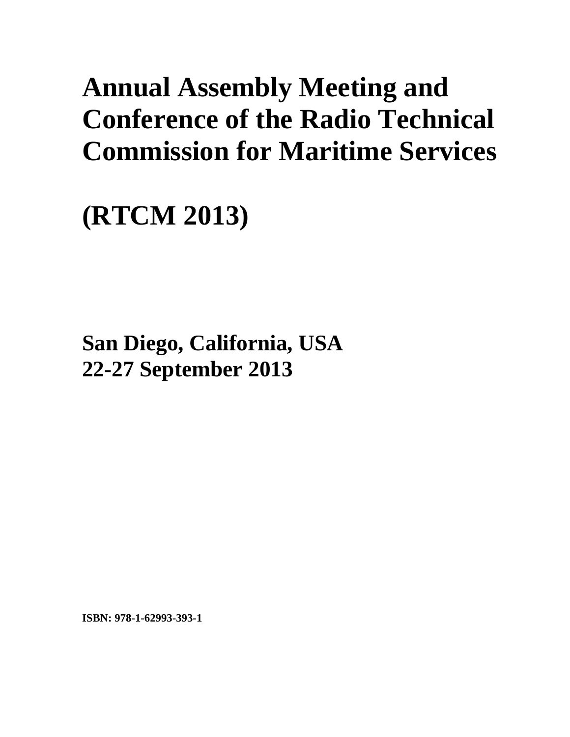# Annual Assembly Meeting and Conference of the Radio Technical Commission for Maritime Services

# (RTCM 2013)

## San Diego, California, USA
## 22-27 September 2013

**ISBN: 978-1-62993-393-1**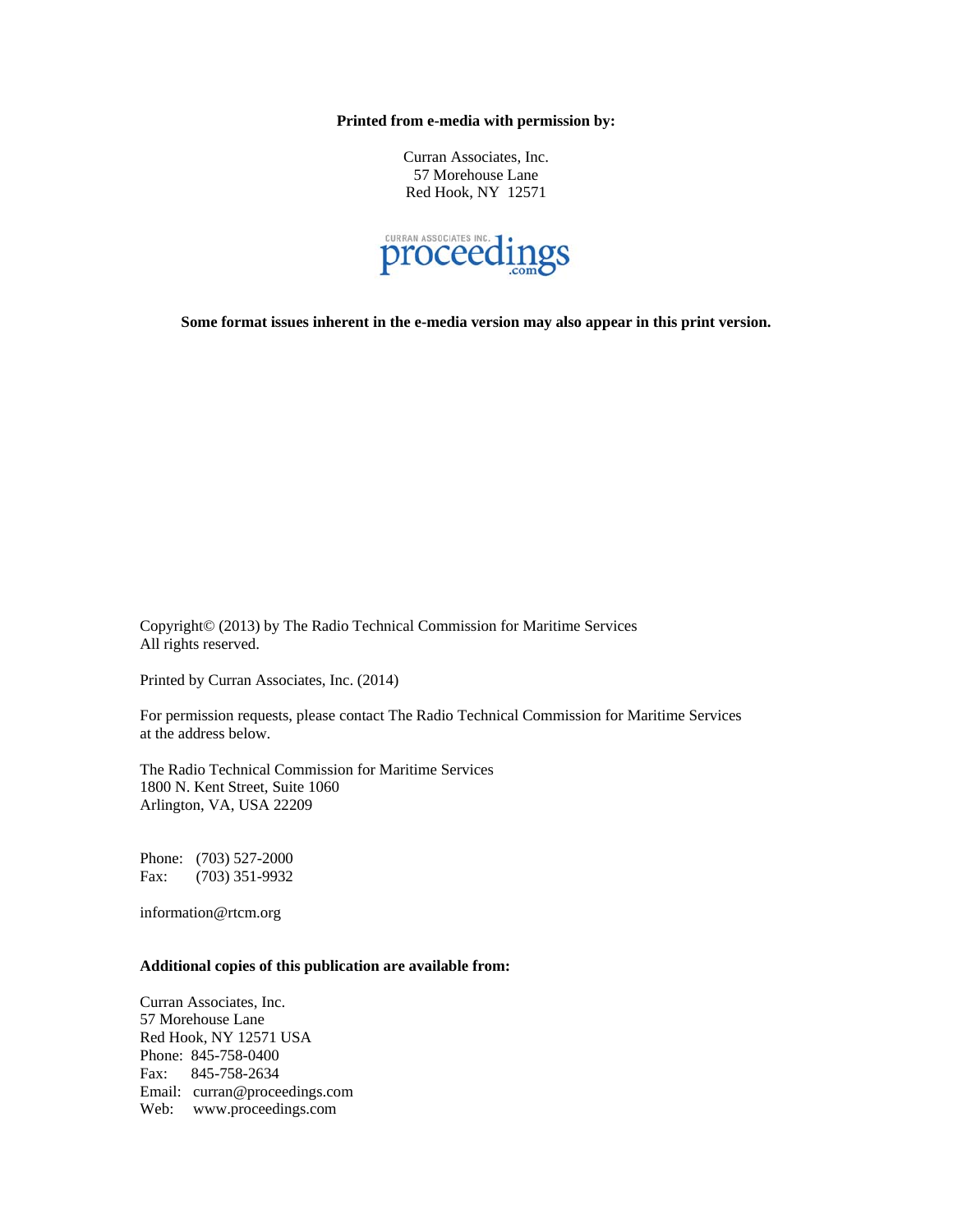**Printed from e-media with permission by:**

Curran Associates, Inc.
57 Morehouse Lane
Red Hook, NY 12571

CURRAN ASSOCIATES INC. proceedings.com

**Some format issues inherent in the e-media version may also appear in this print version.**

Copyright© (2013) by The Radio Technical Commission for Maritime Services
All rights reserved.

Printed by Curran Associates, Inc. (2014)

For permission requests, please contact The Radio Technical Commission for Maritime Services at the address below.

The Radio Technical Commission for Maritime Services
1800 N. Kent Street, Suite 1060
Arlington, VA, USA 22209

Phone: (703) 527-2000
Fax: (703) 351-9932

information@rtcm.org

**Additional copies of this publication are available from:**

Curran Associates, Inc.
57 Morehouse Lane
Red Hook, NY 12571 USA
Phone: 845-758-0400
Fax: 845-758-2634
Email: curran@proceedings.com
Web: www.proceedings.com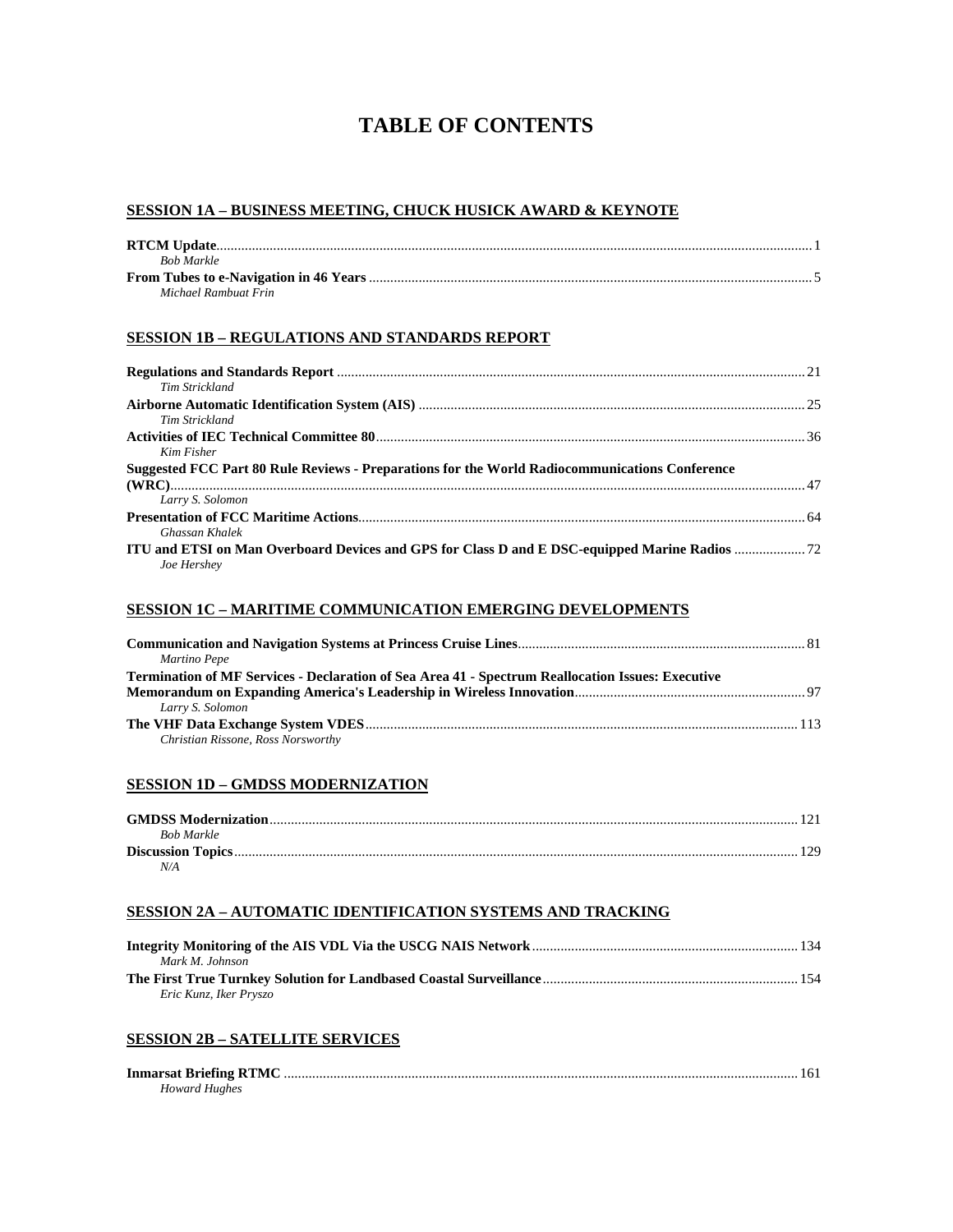# TABLE OF CONTENTS

## SESSION 1A – BUSINESS MEETING, CHUCK HUSICK AWARD & KEYNOTE

**RTCM Update** ........ 1
*Bob Markle*

**From Tubes to e-Navigation in 46 Years** ........ 5
*Michael Rambuat Frin*

## SESSION 1B – REGULATIONS AND STANDARDS REPORT

**Regulations and Standards Report** ........ 21
*Tim Strickland*

**Airborne Automatic Identification System (AIS)** ........ 25
*Tim Strickland*

**Activities of IEC Technical Committee 80** ........ 36
*Kim Fisher*

**Suggested FCC Part 80 Rule Reviews - Preparations for the World Radiocommunications Conference (WRC)** ........ 47
*Larry S. Solomon*

**Presentation of FCC Maritime Actions** ........ 64
*Ghassan Khalek*

**ITU and ETSI on Man Overboard Devices and GPS for Class D and E DSC-equipped Marine Radios** ........ 72
*Joe Hershey*

## SESSION 1C – MARITIME COMMUNICATION EMERGING DEVELOPMENTS

**Communication and Navigation Systems at Princess Cruise Lines** ........ 81
*Martino Pepe*

**Termination of MF Services - Declaration of Sea Area 41 - Spectrum Reallocation Issues: Executive Memorandum on Expanding America's Leadership in Wireless Innovation** ........ 97
*Larry S. Solomon*

**The VHF Data Exchange System VDES** ........ 113
*Christian Rissone, Ross Norsworthy*

## SESSION 1D – GMDSS MODERNIZATION

**GMDSS Modernization** ........ 121
*Bob Markle*

**Discussion Topics** ........ 129
*N/A*

## SESSION 2A – AUTOMATIC IDENTIFICATION SYSTEMS AND TRACKING

**Integrity Monitoring of the AIS VDL Via the USCG NAIS Network** ........ 134
*Mark M. Johnson*

**The First True Turnkey Solution for Landbased Coastal Surveillance** ........ 154
*Eric Kunz, Iker Pryszo*

## SESSION 2B – SATELLITE SERVICES

**Inmarsat Briefing RTMC** ........ 161
*Howard Hughes*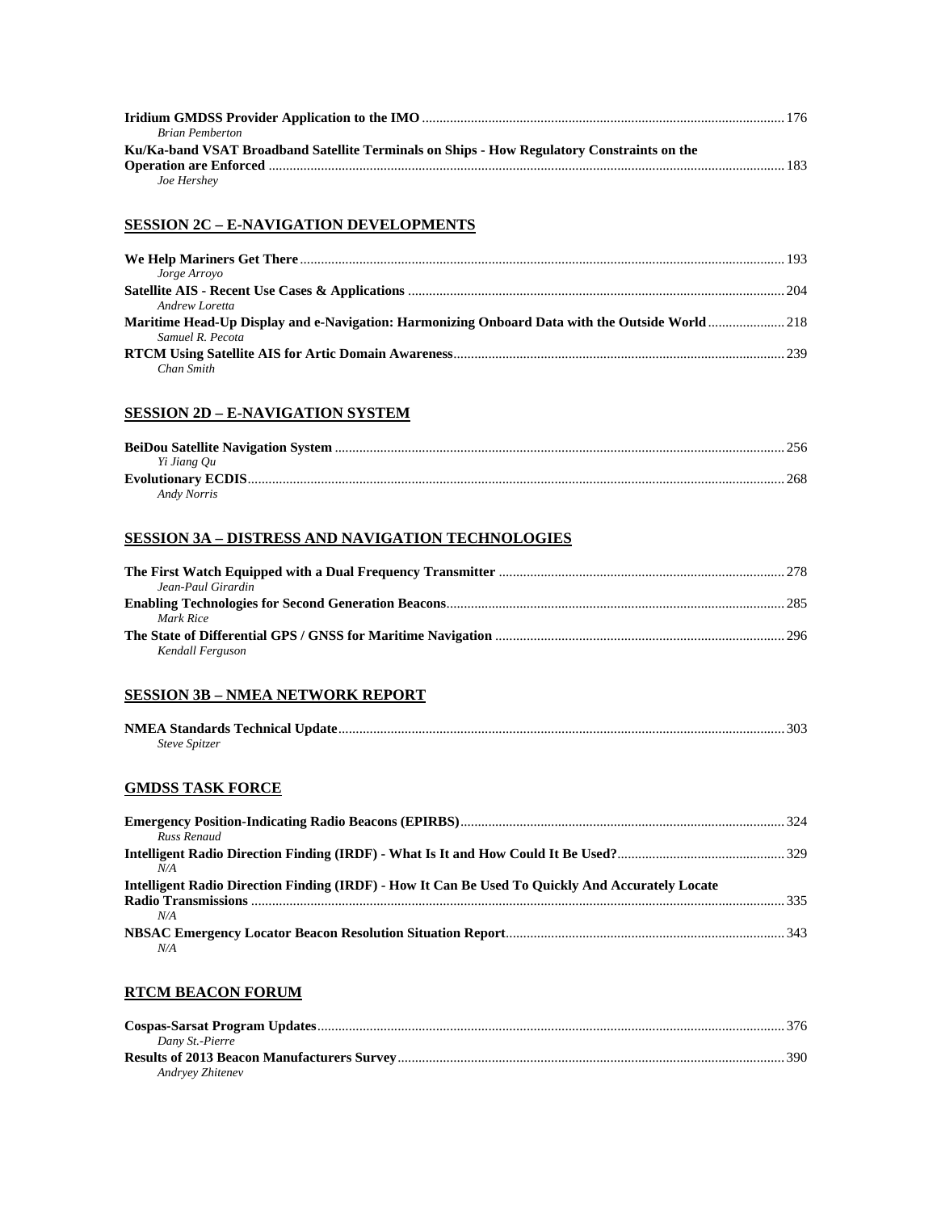**Iridium GMDSS Provider Application to the IMO** ....... 176
*Brian Pemberton*

**Ku/Ka-band VSAT Broadband Satellite Terminals on Ships - How Regulatory Constraints on the Operation are Enforced** ....... 183
*Joe Hershey*

## SESSION 2C – E-NAVIGATION DEVELOPMENTS

**We Help Mariners Get There** ....... 193
*Jorge Arroyo*

**Satellite AIS - Recent Use Cases & Applications** ....... 204
*Andrew Loretta*

**Maritime Head-Up Display and e-Navigation: Harmonizing Onboard Data with the Outside World** ....... 218
*Samuel R. Pecota*

**RTCM Using Satellite AIS for Artic Domain Awareness** ....... 239
*Chan Smith*

## SESSION 2D – E-NAVIGATION SYSTEM

**BeiDou Satellite Navigation System** ....... 256
*Yi Jiang Qu*

**Evolutionary ECDIS** ....... 268
*Andy Norris*

## SESSION 3A – DISTRESS AND NAVIGATION TECHNOLOGIES

**The First Watch Equipped with a Dual Frequency Transmitter** ....... 278
*Jean-Paul Girardin*

**Enabling Technologies for Second Generation Beacons** ....... 285
*Mark Rice*

**The State of Differential GPS / GNSS for Maritime Navigation** ....... 296
*Kendall Ferguson*

## SESSION 3B – NMEA NETWORK REPORT

**NMEA Standards Technical Update** ....... 303
*Steve Spitzer*

## GMDSS TASK FORCE

**Emergency Position-Indicating Radio Beacons (EPIRBS)** ....... 324
*Russ Renaud*

**Intelligent Radio Direction Finding (IRDF) - What Is It and How Could It Be Used?** ....... 329
*N/A*

**Intelligent Radio Direction Finding (IRDF) - How It Can Be Used To Quickly And Accurately Locate Radio Transmissions** ....... 335
*N/A*

**NBSAC Emergency Locator Beacon Resolution Situation Report** ....... 343
*N/A*

## RTCM BEACON FORUM

**Cospas-Sarsat Program Updates** ....... 376
*Dany St.-Pierre*

**Results of 2013 Beacon Manufacturers Survey** ....... 390
*Andryey Zhitenev*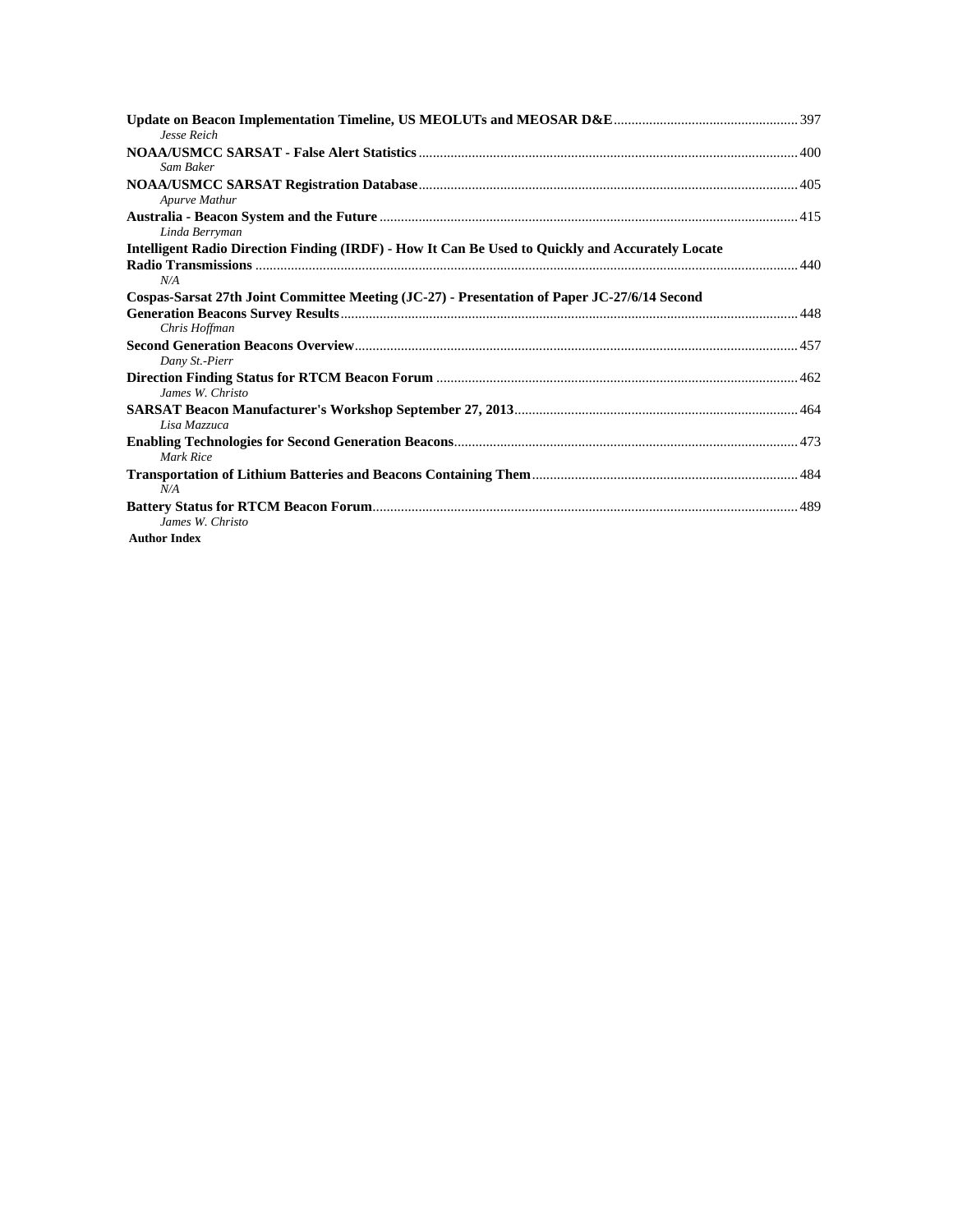**Update on Beacon Implementation Timeline, US MEOLUTs and MEOSAR D&E** .................................................. 397
*Jesse Reich*

**NOAA/USMCC SARSAT - False Alert Statistics** .................................................................................................. 400
*Sam Baker*

**NOAA/USMCC SARSAT Registration Database** .................................................................................................. 405
*Apurve Mathur*

**Australia - Beacon System and the Future** .......................................................................................................... 415
*Linda Berryman*

**Intelligent Radio Direction Finding (IRDF) - How It Can Be Used to Quickly and Accurately Locate Radio Transmissions** ........................................................................................................................................ 440
*N/A*

**Cospas-Sarsat 27th Joint Committee Meeting (JC-27) - Presentation of Paper JC-27/6/14 Second Generation Beacons Survey Results** ................................................................................................................ 448
*Chris Hoffman*

**Second Generation Beacons Overview** ................................................................................................................ 457
*Dany St.-Pierr*

**Direction Finding Status for RTCM Beacon Forum** ............................................................................................ 462
*James W. Christo*

**SARSAT Beacon Manufacturer's Workshop September 27, 2013** ...................................................................... 464
*Lisa Mazzuca*

**Enabling Technologies for Second Generation Beacons** ..................................................................................... 473
*Mark Rice*

**Transportation of Lithium Batteries and Beacons Containing Them** ................................................................. 484
*N/A*

**Battery Status for RTCM Beacon Forum** ............................................................................................................. 489
*James W. Christo*

**Author Index**